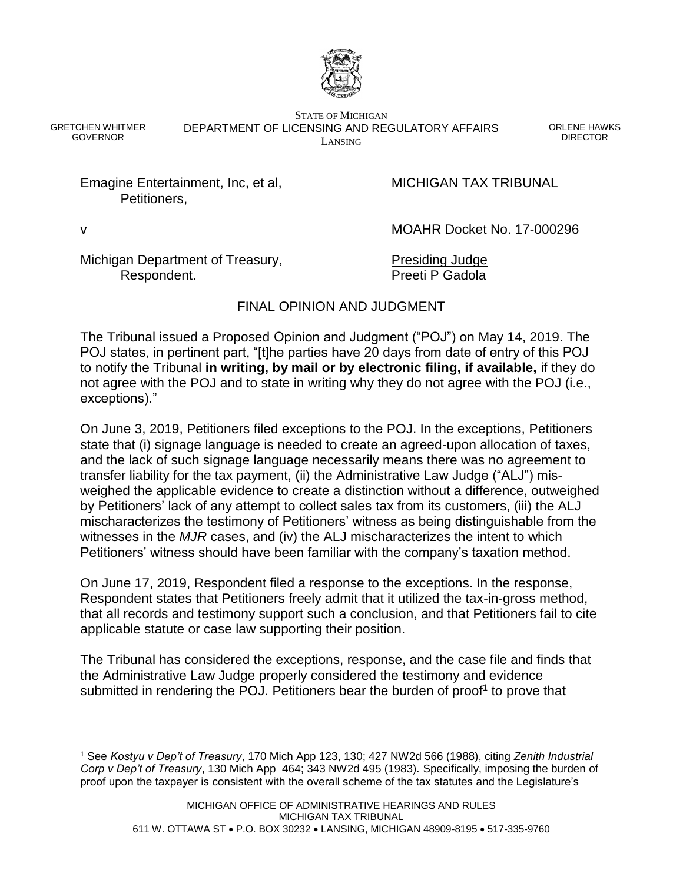STATE OF MICHIGAN
DEPARTMENT OF LICENSING AND REGULATORY AFFAIRS
LANSING

GRETCHEN WHITMER
GOVERNOR

ORLENE HAWKS
DIRECTOR

Emagine Entertainment, Inc, et al,
Petitioners,

MICHIGAN TAX TRIBUNAL

v

MOAHR Docket No. 17-000296

Michigan Department of Treasury,
Respondent.

Presiding Judge
Preeti P Gadola

## FINAL OPINION AND JUDGMENT

The Tribunal issued a Proposed Opinion and Judgment ("POJ") on May 14, 2019. The POJ states, in pertinent part, "[t]he parties have 20 days from date of entry of this POJ to notify the Tribunal **in writing, by mail or by electronic filing, if available,** if they do not agree with the POJ and to state in writing why they do not agree with the POJ (i.e., exceptions)."

On June 3, 2019, Petitioners filed exceptions to the POJ. In the exceptions, Petitioners state that (i) signage language is needed to create an agreed-upon allocation of taxes, and the lack of such signage language necessarily means there was no agreement to transfer liability for the tax payment, (ii) the Administrative Law Judge ("ALJ") mis-weighed the applicable evidence to create a distinction without a difference, outweighed by Petitioners' lack of any attempt to collect sales tax from its customers, (iii) the ALJ mischaracterizes the testimony of Petitioners' witness as being distinguishable from the witnesses in the *MJR* cases, and (iv) the ALJ mischaracterizes the intent to which Petitioners' witness should have been familiar with the company's taxation method.

On June 17, 2019, Respondent filed a response to the exceptions. In the response, Respondent states that Petitioners freely admit that it utilized the tax-in-gross method, that all records and testimony support such a conclusion, and that Petitioners fail to cite applicable statute or case law supporting their position.

The Tribunal has considered the exceptions, response, and the case file and finds that the Administrative Law Judge properly considered the testimony and evidence submitted in rendering the POJ. Petitioners bear the burden of proof[1] to prove that

[1] See *Kostyu v Dep't of Treasury*, 170 Mich App 123, 130; 427 NW2d 566 (1988), citing *Zenith Industrial Corp v Dep't of Treasury*, 130 Mich App 464; 343 NW2d 495 (1983). Specifically, imposing the burden of proof upon the taxpayer is consistent with the overall scheme of the tax statutes and the Legislature's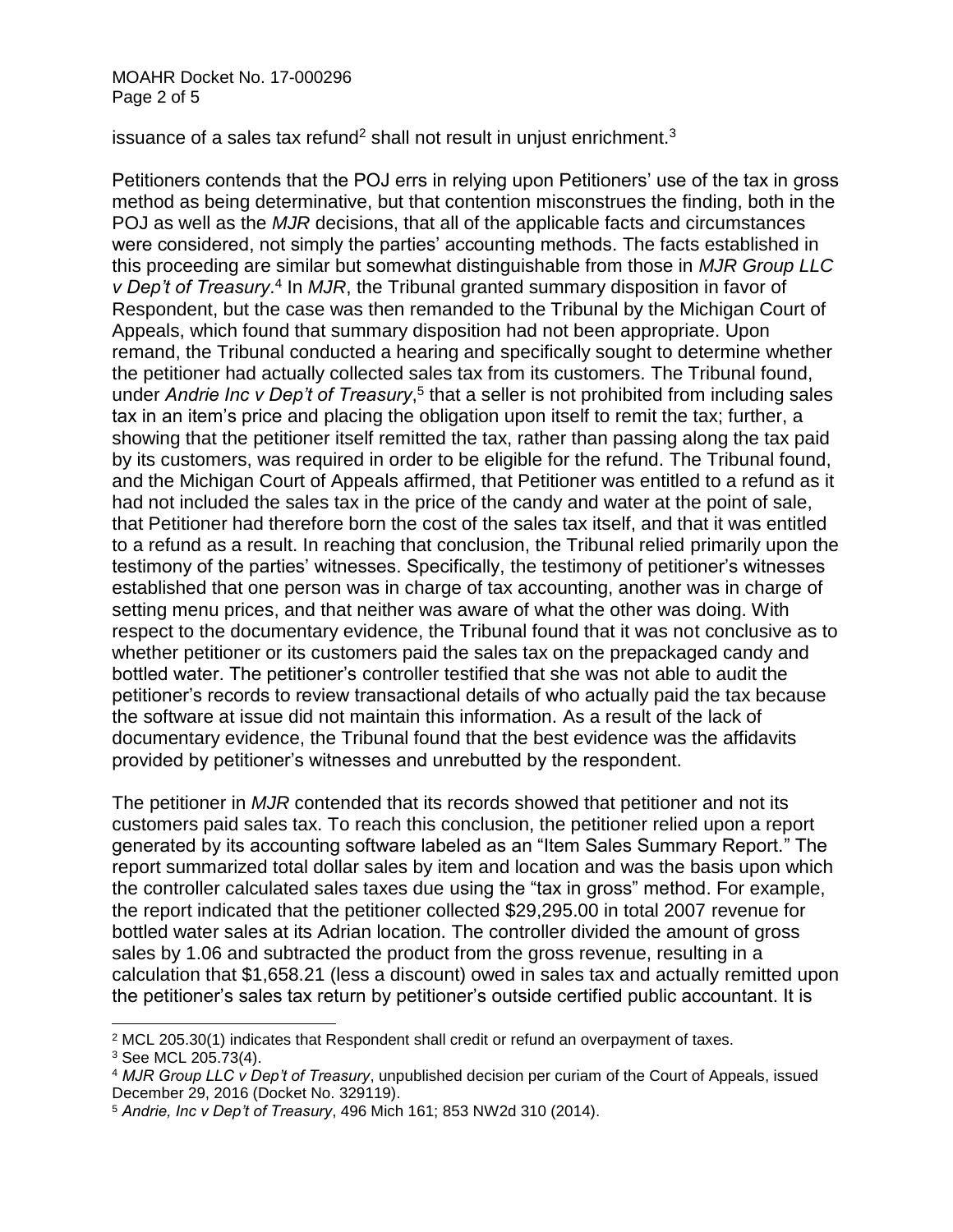issuance of a sales tax refund[2] shall not result in unjust enrichment.[3]

Petitioners contends that the POJ errs in relying upon Petitioners' use of the tax in gross method as being determinative, but that contention misconstrues the finding, both in the POJ as well as the *MJR* decisions, that all of the applicable facts and circumstances were considered, not simply the parties' accounting methods. The facts established in this proceeding are similar but somewhat distinguishable from those in *MJR Group LLC v Dep't of Treasury*.[4] In *MJR*, the Tribunal granted summary disposition in favor of Respondent, but the case was then remanded to the Tribunal by the Michigan Court of Appeals, which found that summary disposition had not been appropriate. Upon remand, the Tribunal conducted a hearing and specifically sought to determine whether the petitioner had actually collected sales tax from its customers. The Tribunal found, under *Andrie Inc v Dep't of Treasury*,[5] that a seller is not prohibited from including sales tax in an item's price and placing the obligation upon itself to remit the tax; further, a showing that the petitioner itself remitted the tax, rather than passing along the tax paid by its customers, was required in order to be eligible for the refund. The Tribunal found, and the Michigan Court of Appeals affirmed, that Petitioner was entitled to a refund as it had not included the sales tax in the price of the candy and water at the point of sale, that Petitioner had therefore born the cost of the sales tax itself, and that it was entitled to a refund as a result. In reaching that conclusion, the Tribunal relied primarily upon the testimony of the parties' witnesses. Specifically, the testimony of petitioner's witnesses established that one person was in charge of tax accounting, another was in charge of setting menu prices, and that neither was aware of what the other was doing. With respect to the documentary evidence, the Tribunal found that it was not conclusive as to whether petitioner or its customers paid the sales tax on the prepackaged candy and bottled water. The petitioner's controller testified that she was not able to audit the petitioner's records to review transactional details of who actually paid the tax because the software at issue did not maintain this information. As a result of the lack of documentary evidence, the Tribunal found that the best evidence was the affidavits provided by petitioner's witnesses and unrebutted by the respondent.

The petitioner in *MJR* contended that its records showed that petitioner and not its customers paid sales tax. To reach this conclusion, the petitioner relied upon a report generated by its accounting software labeled as an "Item Sales Summary Report." The report summarized total dollar sales by item and location and was the basis upon which the controller calculated sales taxes due using the "tax in gross" method. For example, the report indicated that the petitioner collected $29,295.00 in total 2007 revenue for bottled water sales at its Adrian location. The controller divided the amount of gross sales by 1.06 and subtracted the product from the gross revenue, resulting in a calculation that $1,658.21 (less a discount) owed in sales tax and actually remitted upon the petitioner's sales tax return by petitioner's outside certified public accountant. It is

---

[2] MCL 205.30(1) indicates that Respondent shall credit or refund an overpayment of taxes.

[3] See MCL 205.73(4).

[4] *MJR Group LLC v Dep't of Treasury*, unpublished decision per curiam of the Court of Appeals, issued December 29, 2016 (Docket No. 329119).

[5] *Andrie, Inc v Dep't of Treasury*, 496 Mich 161; 853 NW2d 310 (2014).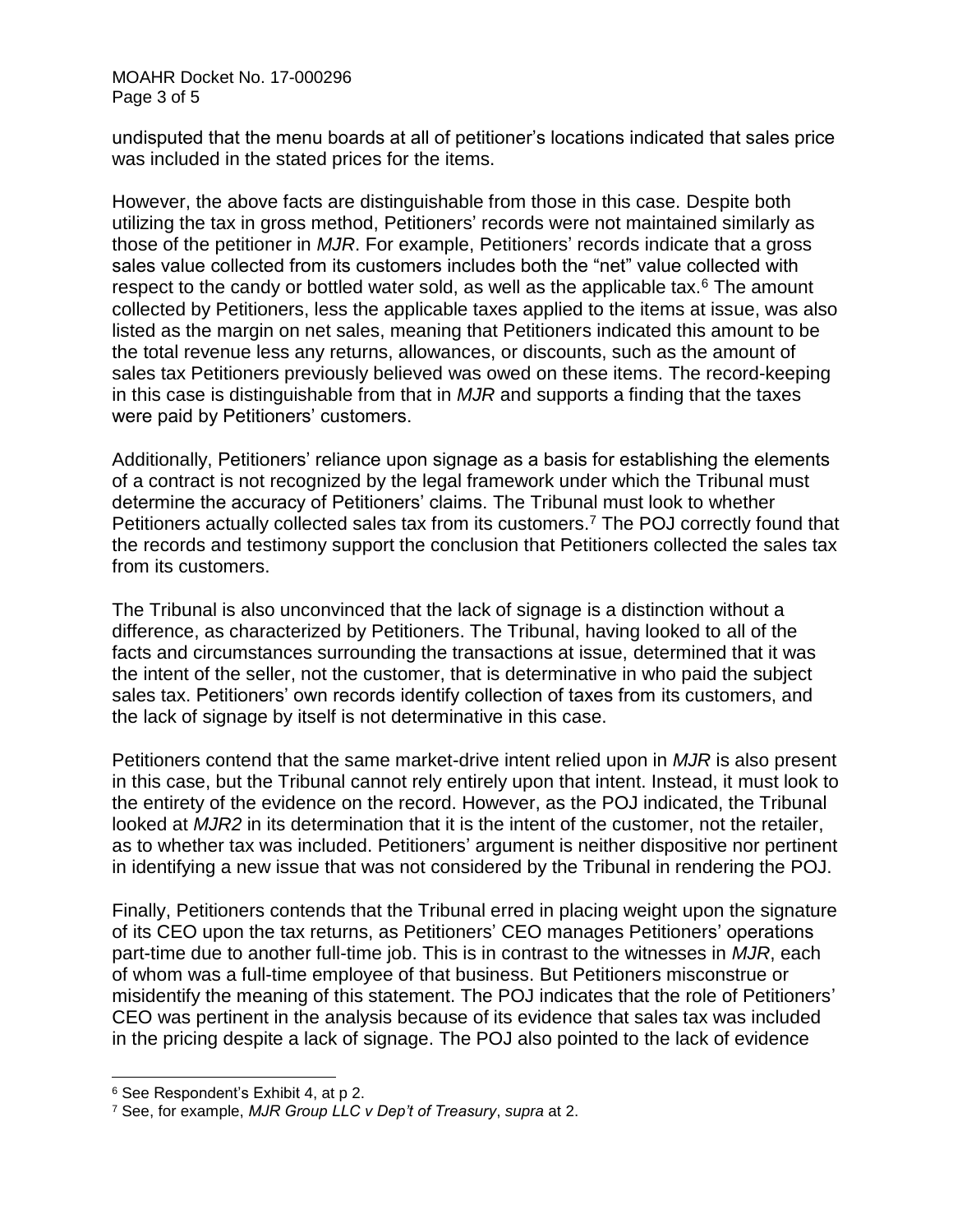undisputed that the menu boards at all of petitioner's locations indicated that sales price was included in the stated prices for the items.

However, the above facts are distinguishable from those in this case. Despite both utilizing the tax in gross method, Petitioners' records were not maintained similarly as those of the petitioner in *MJR*. For example, Petitioners' records indicate that a gross sales value collected from its customers includes both the "net" value collected with respect to the candy or bottled water sold, as well as the applicable tax.[6] The amount collected by Petitioners, less the applicable taxes applied to the items at issue, was also listed as the margin on net sales, meaning that Petitioners indicated this amount to be the total revenue less any returns, allowances, or discounts, such as the amount of sales tax Petitioners previously believed was owed on these items. The record-keeping in this case is distinguishable from that in *MJR* and supports a finding that the taxes were paid by Petitioners' customers.

Additionally, Petitioners' reliance upon signage as a basis for establishing the elements of a contract is not recognized by the legal framework under which the Tribunal must determine the accuracy of Petitioners' claims. The Tribunal must look to whether Petitioners actually collected sales tax from its customers.[7] The POJ correctly found that the records and testimony support the conclusion that Petitioners collected the sales tax from its customers.

The Tribunal is also unconvinced that the lack of signage is a distinction without a difference, as characterized by Petitioners. The Tribunal, having looked to all of the facts and circumstances surrounding the transactions at issue, determined that it was the intent of the seller, not the customer, that is determinative in who paid the subject sales tax. Petitioners' own records identify collection of taxes from its customers, and the lack of signage by itself is not determinative in this case.

Petitioners contend that the same market-drive intent relied upon in *MJR* is also present in this case, but the Tribunal cannot rely entirely upon that intent. Instead, it must look to the entirety of the evidence on the record. However, as the POJ indicated, the Tribunal looked at *MJR2* in its determination that it is the intent of the customer, not the retailer, as to whether tax was included. Petitioners' argument is neither dispositive nor pertinent in identifying a new issue that was not considered by the Tribunal in rendering the POJ.

Finally, Petitioners contends that the Tribunal erred in placing weight upon the signature of its CEO upon the tax returns, as Petitioners' CEO manages Petitioners' operations part-time due to another full-time job. This is in contrast to the witnesses in *MJR*, each of whom was a full-time employee of that business. But Petitioners misconstrue or misidentify the meaning of this statement. The POJ indicates that the role of Petitioners' CEO was pertinent in the analysis because of its evidence that sales tax was included in the pricing despite a lack of signage. The POJ also pointed to the lack of evidence

---

[6] See Respondent's Exhibit 4, at p 2.

[7] See, for example, *MJR Group LLC v Dep't of Treasury*, *supra* at 2.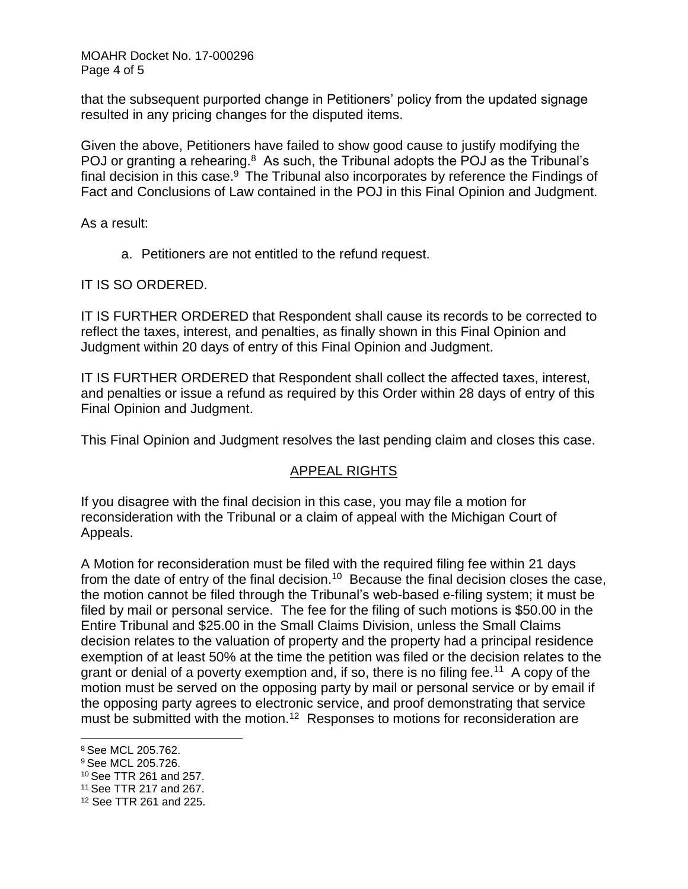that the subsequent purported change in Petitioners' policy from the updated signage resulted in any pricing changes for the disputed items.

Given the above, Petitioners have failed to show good cause to justify modifying the POJ or granting a rehearing.[8] As such, the Tribunal adopts the POJ as the Tribunal's final decision in this case.[9] The Tribunal also incorporates by reference the Findings of Fact and Conclusions of Law contained in the POJ in this Final Opinion and Judgment.

As a result:

a. Petitioners are not entitled to the refund request.

IT IS SO ORDERED.

IT IS FURTHER ORDERED that Respondent shall cause its records to be corrected to reflect the taxes, interest, and penalties, as finally shown in this Final Opinion and Judgment within 20 days of entry of this Final Opinion and Judgment.

IT IS FURTHER ORDERED that Respondent shall collect the affected taxes, interest, and penalties or issue a refund as required by this Order within 28 days of entry of this Final Opinion and Judgment.

This Final Opinion and Judgment resolves the last pending claim and closes this case.

## APPEAL RIGHTS

If you disagree with the final decision in this case, you may file a motion for reconsideration with the Tribunal or a claim of appeal with the Michigan Court of Appeals.

A Motion for reconsideration must be filed with the required filing fee within 21 days from the date of entry of the final decision.[10] Because the final decision closes the case, the motion cannot be filed through the Tribunal's web-based e-filing system; it must be filed by mail or personal service. The fee for the filing of such motions is $50.00 in the Entire Tribunal and $25.00 in the Small Claims Division, unless the Small Claims decision relates to the valuation of property and the property had a principal residence exemption of at least 50% at the time the petition was filed or the decision relates to the grant or denial of a poverty exemption and, if so, there is no filing fee.[11] A copy of the motion must be served on the opposing party by mail or personal service or by email if the opposing party agrees to electronic service, and proof demonstrating that service must be submitted with the motion.[12] Responses to motions for reconsideration are

---

[8] See MCL 205.762.

[9] See MCL 205.726.

[10] See TTR 261 and 257.

[11] See TTR 217 and 267.

[12] See TTR 261 and 225.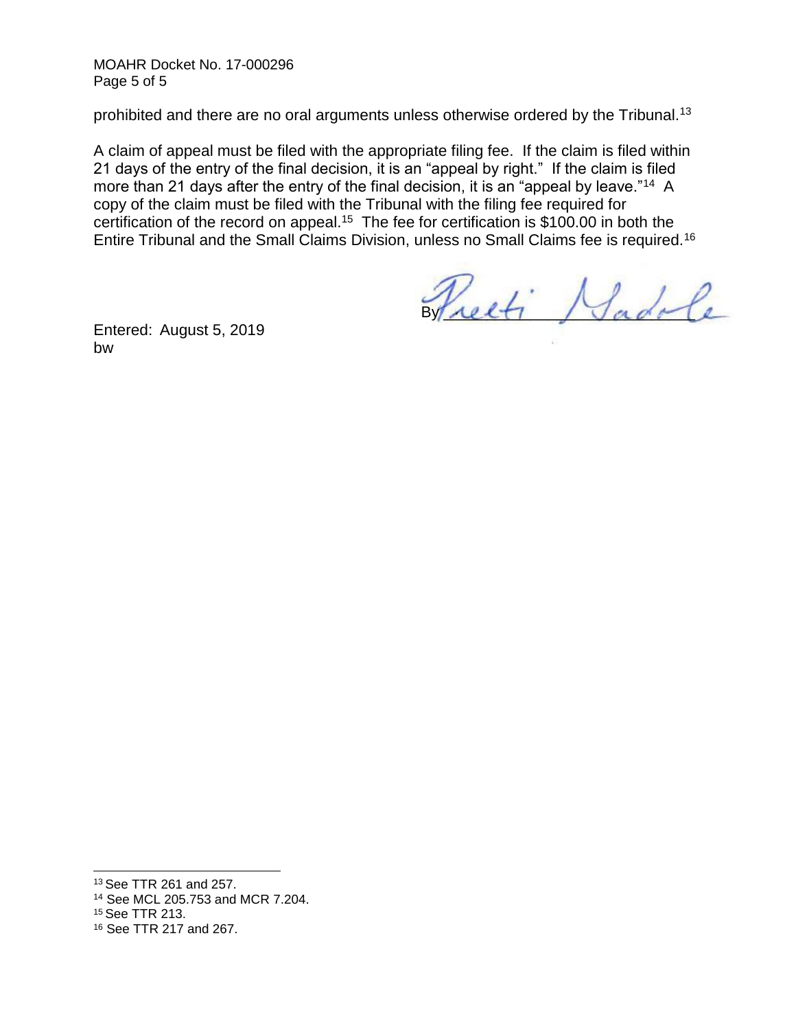prohibited and there are no oral arguments unless otherwise ordered by the Tribunal.[13]

A claim of appeal must be filed with the appropriate filing fee. If the claim is filed within 21 days of the entry of the final decision, it is an "appeal by right." If the claim is filed more than 21 days after the entry of the final decision, it is an "appeal by leave."[14] A copy of the claim must be filed with the Tribunal with the filing fee required for certification of the record on appeal.[15] The fee for certification is $100.00 in both the Entire Tribunal and the Small Claims Division, unless no Small Claims fee is required.[16]

By Preeti Gadola

Entered: August 5, 2019
bw

---

[13] See TTR 261 and 257.
[14] See MCL 205.753 and MCR 7.204.
[15] See TTR 213.
[16] See TTR 217 and 267.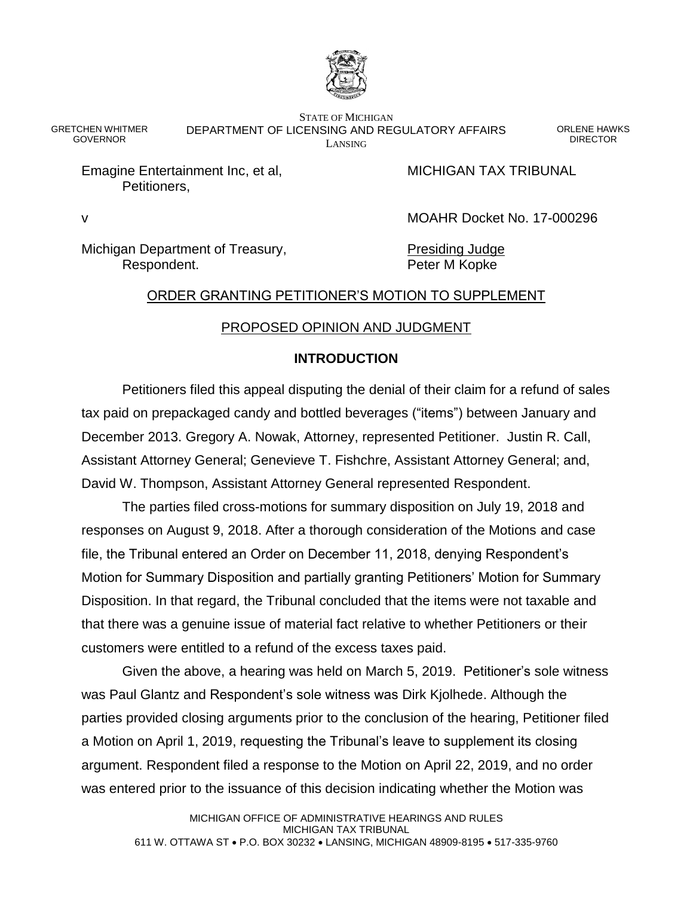STATE OF MICHIGAN
DEPARTMENT OF LICENSING AND REGULATORY AFFAIRS
LANSING

GRETCHEN WHITMER
GOVERNOR

ORLENE HAWKS
DIRECTOR

Emagine Entertainment Inc, et al,
Petitioners,

MICHIGAN TAX TRIBUNAL

v

MOAHR Docket No. 17-000296

Michigan Department of Treasury,
Respondent.

Presiding Judge
Peter M Kopke

## ORDER GRANTING PETITIONER'S MOTION TO SUPPLEMENT

## PROPOSED OPINION AND JUDGMENT

### INTRODUCTION

Petitioners filed this appeal disputing the denial of their claim for a refund of sales tax paid on prepackaged candy and bottled beverages ("items") between January and December 2013. Gregory A. Nowak, Attorney, represented Petitioner. Justin R. Call, Assistant Attorney General; Genevieve T. Fishchre, Assistant Attorney General; and, David W. Thompson, Assistant Attorney General represented Respondent.

The parties filed cross-motions for summary disposition on July 19, 2018 and responses on August 9, 2018. After a thorough consideration of the Motions and case file, the Tribunal entered an Order on December 11, 2018, denying Respondent's Motion for Summary Disposition and partially granting Petitioners' Motion for Summary Disposition. In that regard, the Tribunal concluded that the items were not taxable and that there was a genuine issue of material fact relative to whether Petitioners or their customers were entitled to a refund of the excess taxes paid.

Given the above, a hearing was held on March 5, 2019. Petitioner's sole witness was Paul Glantz and Respondent's sole witness was Dirk Kjolhede. Although the parties provided closing arguments prior to the conclusion of the hearing, Petitioner filed a Motion on April 1, 2019, requesting the Tribunal's leave to supplement its closing argument. Respondent filed a response to the Motion on April 22, 2019, and no order was entered prior to the issuance of this decision indicating whether the Motion was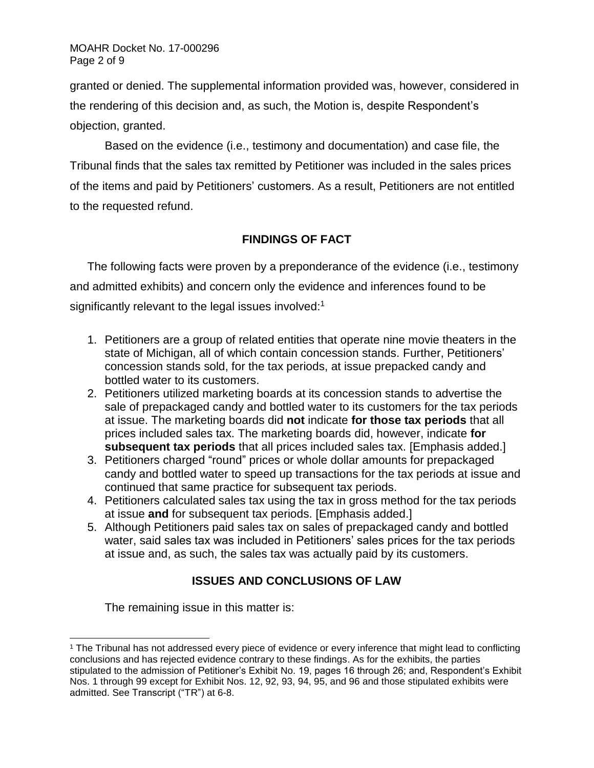granted or denied. The supplemental information provided was, however, considered in the rendering of this decision and, as such, the Motion is, despite Respondent's objection, granted.

Based on the evidence (i.e., testimony and documentation) and case file, the Tribunal finds that the sales tax remitted by Petitioner was included in the sales prices of the items and paid by Petitioners' customers. As a result, Petitioners are not entitled to the requested refund.

## FINDINGS OF FACT

The following facts were proven by a preponderance of the evidence (i.e., testimony and admitted exhibits) and concern only the evidence and inferences found to be significantly relevant to the legal issues involved:[1]

1. Petitioners are a group of related entities that operate nine movie theaters in the state of Michigan, all of which contain concession stands. Further, Petitioners' concession stands sold, for the tax periods, at issue prepacked candy and bottled water to its customers.
2. Petitioners utilized marketing boards at its concession stands to advertise the sale of prepackaged candy and bottled water to its customers for the tax periods at issue. The marketing boards did **not** indicate **for those tax periods** that all prices included sales tax. The marketing boards did, however, indicate **for subsequent tax periods** that all prices included sales tax. [Emphasis added.]
3. Petitioners charged "round" prices or whole dollar amounts for prepackaged candy and bottled water to speed up transactions for the tax periods at issue and continued that same practice for subsequent tax periods.
4. Petitioners calculated sales tax using the tax in gross method for the tax periods at issue **and** for subsequent tax periods. [Emphasis added.]
5. Although Petitioners paid sales tax on sales of prepackaged candy and bottled water, said sales tax was included in Petitioners' sales prices for the tax periods at issue and, as such, the sales tax was actually paid by its customers.

## ISSUES AND CONCLUSIONS OF LAW

The remaining issue in this matter is:

[1] The Tribunal has not addressed every piece of evidence or every inference that might lead to conflicting conclusions and has rejected evidence contrary to these findings. As for the exhibits, the parties stipulated to the admission of Petitioner's Exhibit No. 19, pages 16 through 26; and, Respondent's Exhibit Nos. 1 through 99 except for Exhibit Nos. 12, 92, 93, 94, 95, and 96 and those stipulated exhibits were admitted. See Transcript ("TR") at 6-8.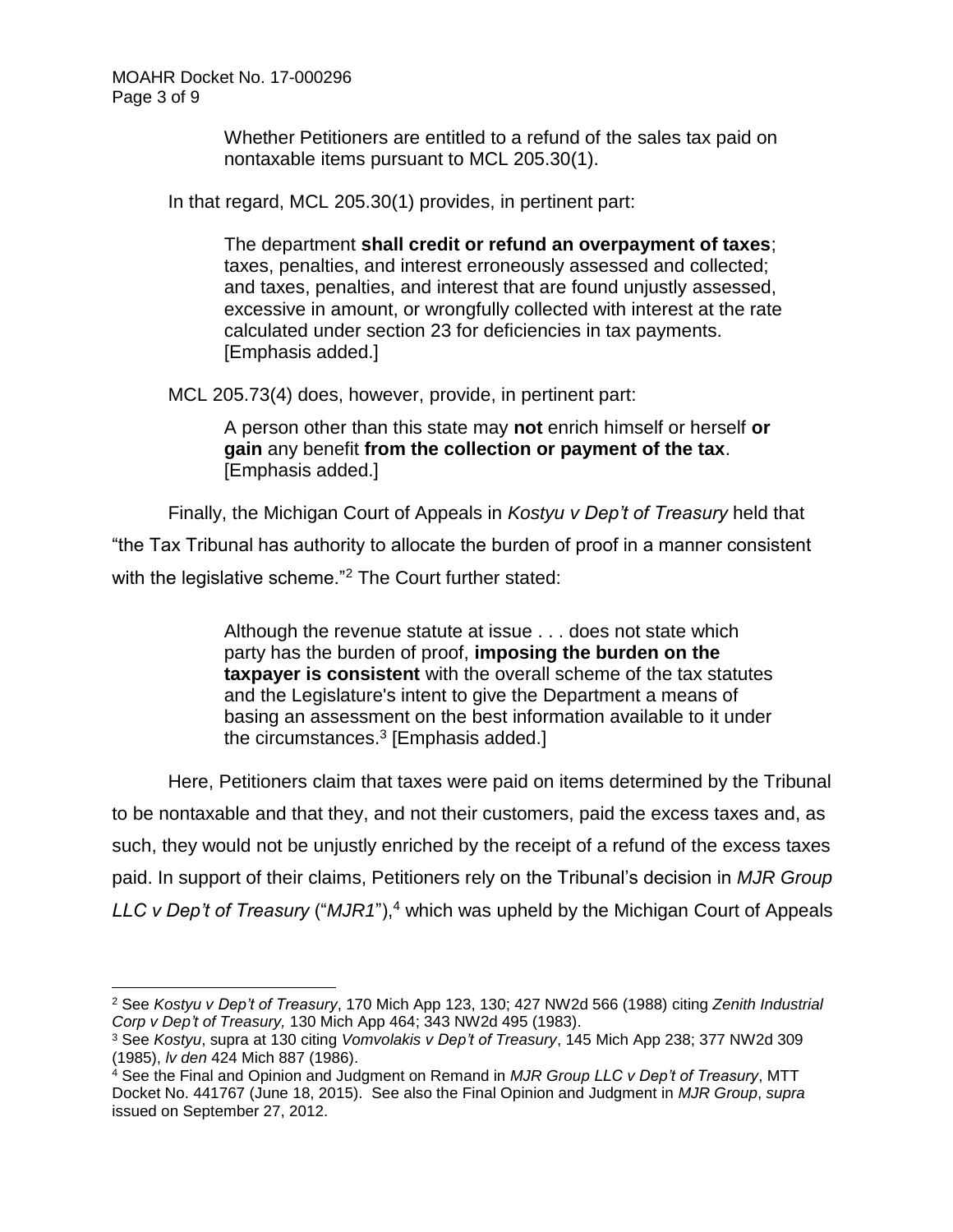> Whether Petitioners are entitled to a refund of the sales tax paid on nontaxable items pursuant to MCL 205.30(1).

In that regard, MCL 205.30(1) provides, in pertinent part:

> The department **shall credit or refund an overpayment of taxes**; taxes, penalties, and interest erroneously assessed and collected; and taxes, penalties, and interest that are found unjustly assessed, excessive in amount, or wrongfully collected with interest at the rate calculated under section 23 for deficiencies in tax payments. [Emphasis added.]

MCL 205.73(4) does, however, provide, in pertinent part:

> A person other than this state may **not** enrich himself or herself **or gain** any benefit **from the collection or payment of the tax**. [Emphasis added.]

Finally, the Michigan Court of Appeals in *Kostyu v Dep't of Treasury* held that "the Tax Tribunal has authority to allocate the burden of proof in a manner consistent with the legislative scheme."[2] The Court further stated:

> Although the revenue statute at issue . . . does not state which party has the burden of proof, **imposing the burden on the taxpayer is consistent** with the overall scheme of the tax statutes and the Legislature's intent to give the Department a means of basing an assessment on the best information available to it under the circumstances.[3] [Emphasis added.]

Here, Petitioners claim that taxes were paid on items determined by the Tribunal to be nontaxable and that they, and not their customers, paid the excess taxes and, as such, they would not be unjustly enriched by the receipt of a refund of the excess taxes paid. In support of their claims, Petitioners rely on the Tribunal's decision in *MJR Group LLC v Dep't of Treasury* ("*MJR1*"),[4] which was upheld by the Michigan Court of Appeals

---

[2] See *Kostyu v Dep't of Treasury*, 170 Mich App 123, 130; 427 NW2d 566 (1988) citing *Zenith Industrial Corp v Dep't of Treasury,* 130 Mich App 464; 343 NW2d 495 (1983).

[3] See *Kostyu*, supra at 130 citing *Vomvolakis v Dep't of Treasury*, 145 Mich App 238; 377 NW2d 309 (1985), *lv den* 424 Mich 887 (1986).

[4] See the Final and Opinion and Judgment on Remand in *MJR Group LLC v Dep't of Treasury*, MTT Docket No. 441767 (June 18, 2015). See also the Final Opinion and Judgment in *MJR Group*, *supra* issued on September 27, 2012.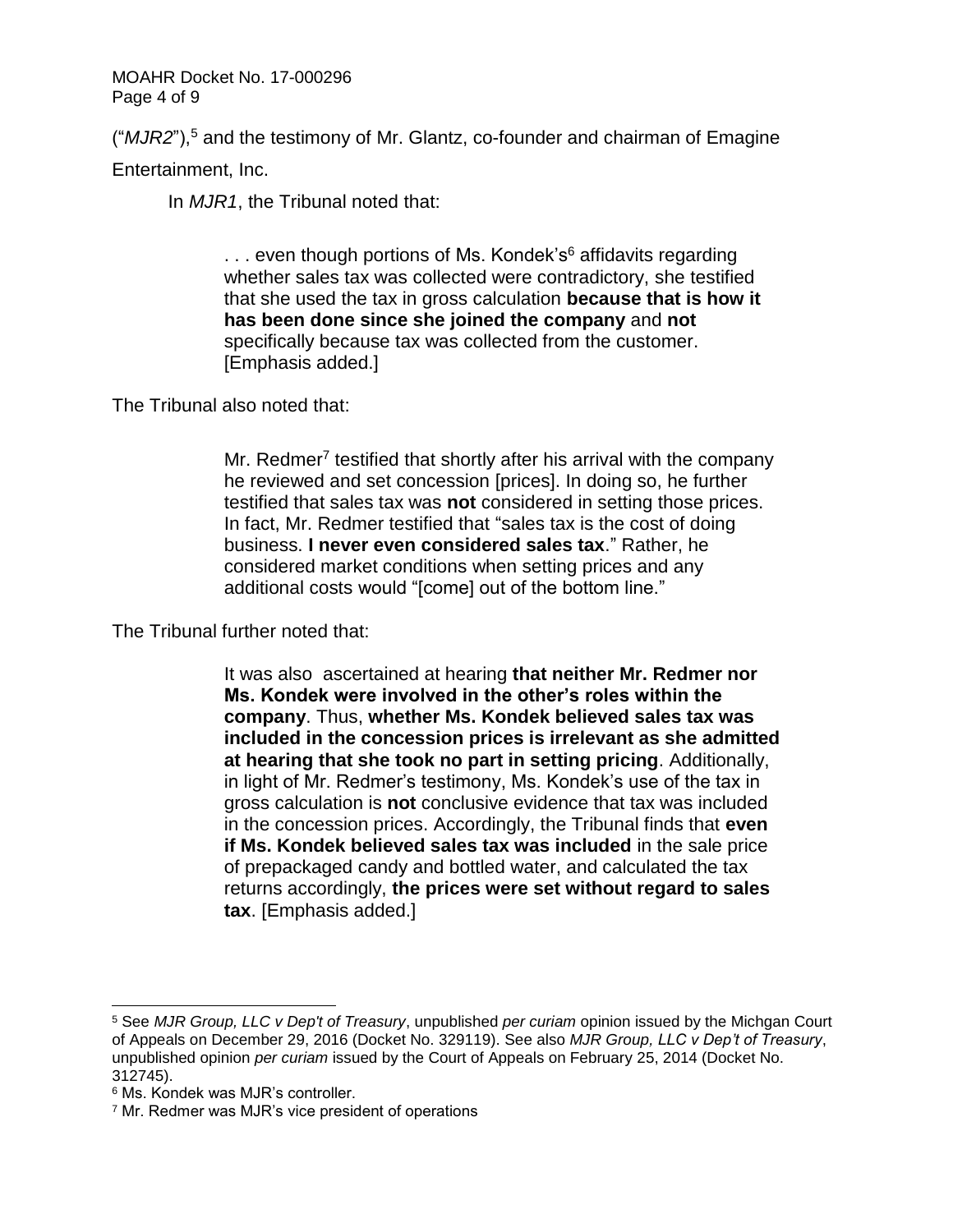("*MJR2*"),[5] and the testimony of Mr. Glantz, co-founder and chairman of Emagine Entertainment, Inc.

In *MJR1*, the Tribunal noted that:

> . . . even though portions of Ms. Kondek's[6] affidavits regarding whether sales tax was collected were contradictory, she testified that she used the tax in gross calculation **because that is how it has been done since she joined the company** and **not** specifically because tax was collected from the customer. [Emphasis added.]

The Tribunal also noted that:

> Mr. Redmer[7] testified that shortly after his arrival with the company he reviewed and set concession [prices]. In doing so, he further testified that sales tax was **not** considered in setting those prices. In fact, Mr. Redmer testified that "sales tax is the cost of doing business. **I never even considered sales tax**." Rather, he considered market conditions when setting prices and any additional costs would "[come] out of the bottom line."

The Tribunal further noted that:

> It was also ascertained at hearing **that neither Mr. Redmer nor Ms. Kondek were involved in the other's roles within the company**. Thus, **whether Ms. Kondek believed sales tax was included in the concession prices is irrelevant as she admitted at hearing that she took no part in setting pricing**. Additionally, in light of Mr. Redmer's testimony, Ms. Kondek's use of the tax in gross calculation is **not** conclusive evidence that tax was included in the concession prices. Accordingly, the Tribunal finds that **even if Ms. Kondek believed sales tax was included** in the sale price of prepackaged candy and bottled water, and calculated the tax returns accordingly, **the prices were set without regard to sales tax**. [Emphasis added.]

---

[5] See *MJR Group, LLC v Dep't of Treasury*, unpublished *per curiam* opinion issued by the Michgan Court of Appeals on December 29, 2016 (Docket No. 329119). See also *MJR Group, LLC v Dep't of Treasury*, unpublished opinion *per curiam* issued by the Court of Appeals on February 25, 2014 (Docket No. 312745).

[6] Ms. Kondek was MJR's controller.

[7] Mr. Redmer was MJR's vice president of operations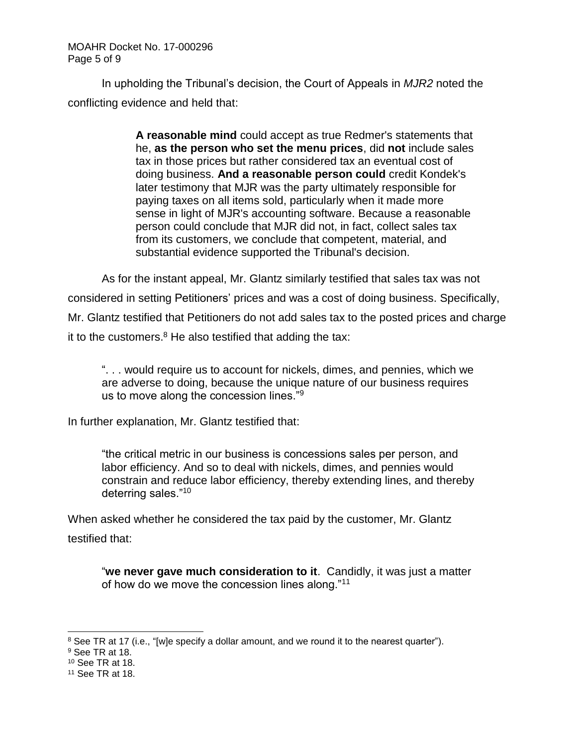In upholding the Tribunal's decision, the Court of Appeals in *MJR2* noted the conflicting evidence and held that:

> **A reasonable mind** could accept as true Redmer's statements that he, **as the person who set the menu prices**, did **not** include sales tax in those prices but rather considered tax an eventual cost of doing business. **And a reasonable person could** credit Kondek's later testimony that MJR was the party ultimately responsible for paying taxes on all items sold, particularly when it made more sense in light of MJR's accounting software. Because a reasonable person could conclude that MJR did not, in fact, collect sales tax from its customers, we conclude that competent, material, and substantial evidence supported the Tribunal's decision.

As for the instant appeal, Mr. Glantz similarly testified that sales tax was not considered in setting Petitioners' prices and was a cost of doing business. Specifically, Mr. Glantz testified that Petitioners do not add sales tax to the posted prices and charge it to the customers.[8] He also testified that adding the tax:

> ". . . would require us to account for nickels, dimes, and pennies, which we are adverse to doing, because the unique nature of our business requires us to move along the concession lines."[9]

In further explanation, Mr. Glantz testified that:

> "the critical metric in our business is concessions sales per person, and labor efficiency. And so to deal with nickels, dimes, and pennies would constrain and reduce labor efficiency, thereby extending lines, and thereby deterring sales."[10]

When asked whether he considered the tax paid by the customer, Mr. Glantz testified that:

> "**we never gave much consideration to it**. Candidly, it was just a matter of how do we move the concession lines along."[11]

---

[8] See TR at 17 (i.e., "[w]e specify a dollar amount, and we round it to the nearest quarter").

[9] See TR at 18.

[10] See TR at 18.

[11] See TR at 18.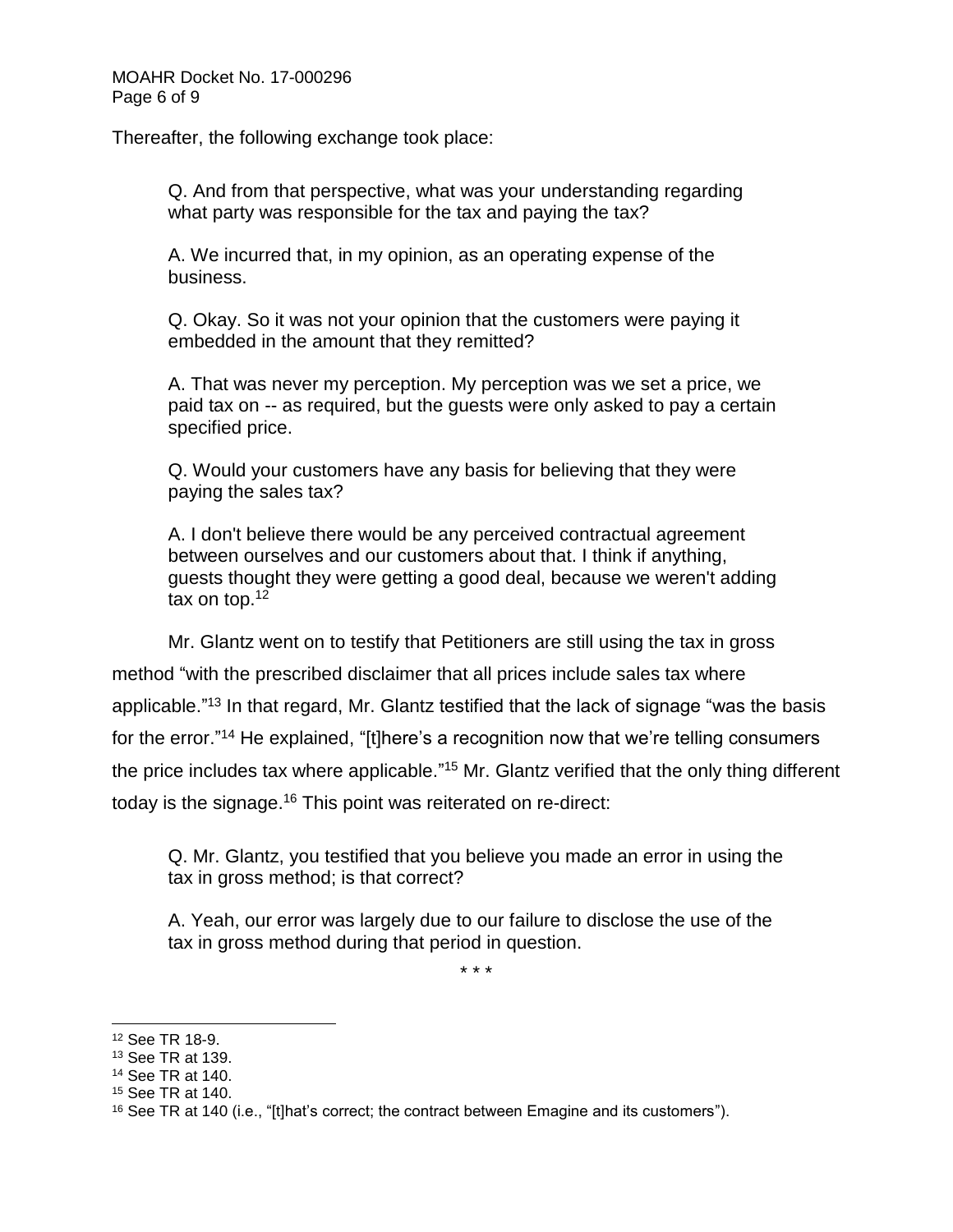Thereafter, the following exchange took place:

> Q. And from that perspective, what was your understanding regarding what party was responsible for the tax and paying the tax?
>
> A. We incurred that, in my opinion, as an operating expense of the business.
>
> Q. Okay. So it was not your opinion that the customers were paying it embedded in the amount that they remitted?
>
> A. That was never my perception. My perception was we set a price, we paid tax on -- as required, but the guests were only asked to pay a certain specified price.
>
> Q. Would your customers have any basis for believing that they were paying the sales tax?
>
> A. I don't believe there would be any perceived contractual agreement between ourselves and our customers about that. I think if anything, guests thought they were getting a good deal, because we weren't adding tax on top.[12]

Mr. Glantz went on to testify that Petitioners are still using the tax in gross method "with the prescribed disclaimer that all prices include sales tax where applicable."[13] In that regard, Mr. Glantz testified that the lack of signage "was the basis for the error."[14] He explained, "[t]here's a recognition now that we're telling consumers the price includes tax where applicable."[15] Mr. Glantz verified that the only thing different today is the signage.[16] This point was reiterated on re-direct:

> Q. Mr. Glantz, you testified that you believe you made an error in using the tax in gross method; is that correct?
>
> A. Yeah, our error was largely due to our failure to disclose the use of the tax in gross method during that period in question.

\* \* \*

---

[12] See TR 18-9.

[13] See TR at 139.

[14] See TR at 140.

[15] See TR at 140.

[16] See TR at 140 (i.e., "[t]hat's correct; the contract between Emagine and its customers").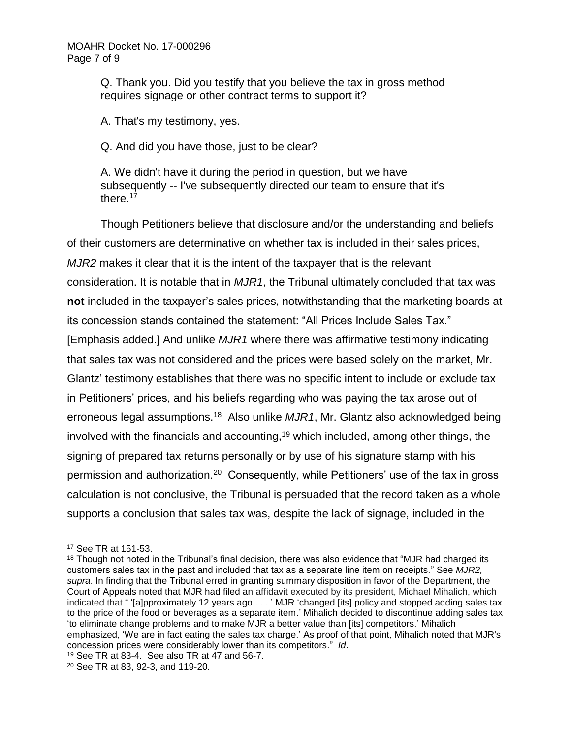> Q. Thank you. Did you testify that you believe the tax in gross method requires signage or other contract terms to support it?
>
> A. That's my testimony, yes.
>
> Q. And did you have those, just to be clear?
>
> A. We didn't have it during the period in question, but we have subsequently -- I've subsequently directed our team to ensure that it's there.[17]

Though Petitioners believe that disclosure and/or the understanding and beliefs of their customers are determinative on whether tax is included in their sales prices, *MJR2* makes it clear that it is the intent of the taxpayer that is the relevant consideration. It is notable that in *MJR1*, the Tribunal ultimately concluded that tax was **not** included in the taxpayer's sales prices, notwithstanding that the marketing boards at its concession stands contained the statement: "All Prices Include Sales Tax." [Emphasis added.] And unlike *MJR1* where there was affirmative testimony indicating that sales tax was not considered and the prices were based solely on the market, Mr. Glantz' testimony establishes that there was no specific intent to include or exclude tax in Petitioners' prices, and his beliefs regarding who was paying the tax arose out of erroneous legal assumptions.[18] Also unlike *MJR1*, Mr. Glantz also acknowledged being involved with the financials and accounting,[19] which included, among other things, the signing of prepared tax returns personally or by use of his signature stamp with his permission and authorization.[20] Consequently, while Petitioners' use of the tax in gross calculation is not conclusive, the Tribunal is persuaded that the record taken as a whole supports a conclusion that sales tax was, despite the lack of signage, included in the

---

[17] See TR at 151-53.

[18] Though not noted in the Tribunal's final decision, there was also evidence that "MJR had charged its customers sales tax in the past and included that tax as a separate line item on receipts." See *MJR2, supra*. In finding that the Tribunal erred in granting summary disposition in favor of the Department, the Court of Appeals noted that MJR had filed an affidavit executed by its president, Michael Mihalich, which indicated that " '[a]pproximately 12 years ago . . . ' MJR 'changed [its] policy and stopped adding sales tax to the price of the food or beverages as a separate item.' Mihalich decided to discontinue adding sales tax 'to eliminate change problems and to make MJR a better value than [its] competitors.' Mihalich emphasized, 'We are in fact eating the sales tax charge.' As proof of that point, Mihalich noted that MJR's concession prices were considerably lower than its competitors." *Id*.

[19] See TR at 83-4. See also TR at 47 and 56-7.

[20] See TR at 83, 92-3, and 119-20.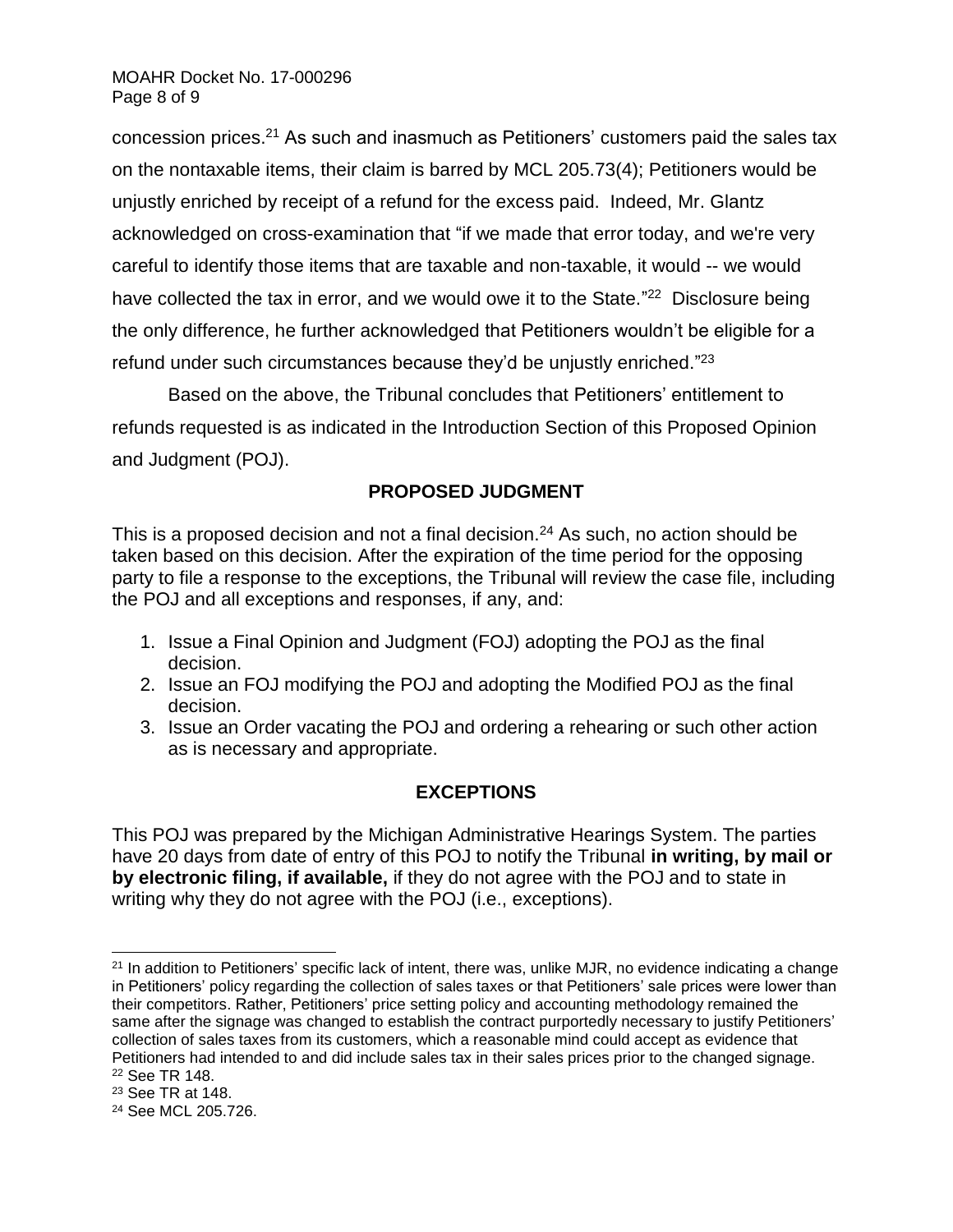concession prices.[21] As such and inasmuch as Petitioners' customers paid the sales tax on the nontaxable items, their claim is barred by MCL 205.73(4); Petitioners would be unjustly enriched by receipt of a refund for the excess paid. Indeed, Mr. Glantz acknowledged on cross-examination that "if we made that error today, and we're very careful to identify those items that are taxable and non-taxable, it would -- we would have collected the tax in error, and we would owe it to the State."[22] Disclosure being the only difference, he further acknowledged that Petitioners wouldn't be eligible for a refund under such circumstances because they'd be unjustly enriched."[23]

Based on the above, the Tribunal concludes that Petitioners' entitlement to refunds requested is as indicated in the Introduction Section of this Proposed Opinion and Judgment (POJ).

## PROPOSED JUDGMENT

This is a proposed decision and not a final decision.[24] As such, no action should be taken based on this decision. After the expiration of the time period for the opposing party to file a response to the exceptions, the Tribunal will review the case file, including the POJ and all exceptions and responses, if any, and:

1. Issue a Final Opinion and Judgment (FOJ) adopting the POJ as the final decision.
2. Issue an FOJ modifying the POJ and adopting the Modified POJ as the final decision.
3. Issue an Order vacating the POJ and ordering a rehearing or such other action as is necessary and appropriate.

## EXCEPTIONS

This POJ was prepared by the Michigan Administrative Hearings System. The parties have 20 days from date of entry of this POJ to notify the Tribunal **in writing, by mail or by electronic filing, if available,** if they do not agree with the POJ and to state in writing why they do not agree with the POJ (i.e., exceptions).

---

[21] In addition to Petitioners' specific lack of intent, there was, unlike MJR, no evidence indicating a change in Petitioners' policy regarding the collection of sales taxes or that Petitioners' sale prices were lower than their competitors. Rather, Petitioners' price setting policy and accounting methodology remained the same after the signage was changed to establish the contract purportedly necessary to justify Petitioners' collection of sales taxes from its customers, which a reasonable mind could accept as evidence that Petitioners had intended to and did include sales tax in their sales prices prior to the changed signage.

[22] See TR 148.

[23] See TR at 148.

[24] See MCL 205.726.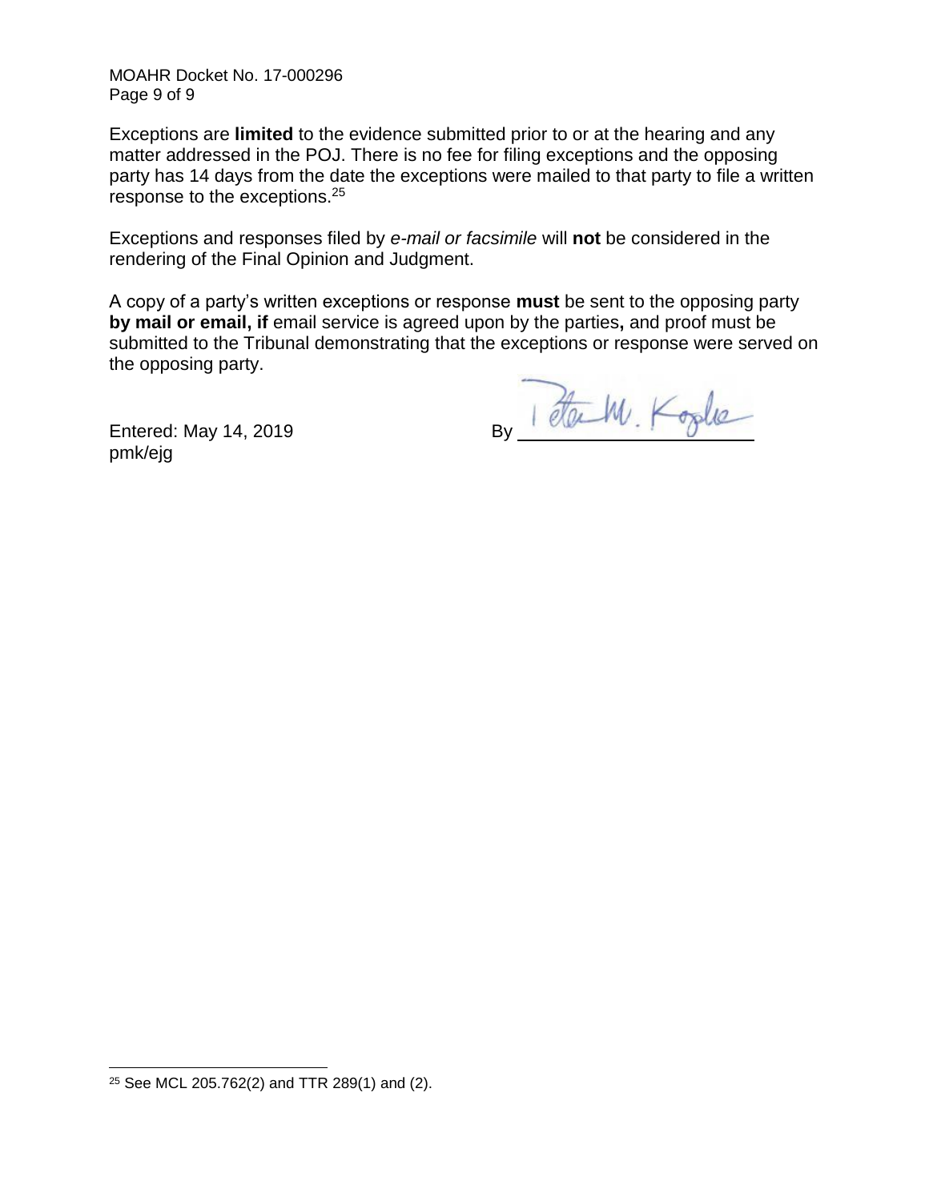Exceptions are **limited** to the evidence submitted prior to or at the hearing and any matter addressed in the POJ. There is no fee for filing exceptions and the opposing party has 14 days from the date the exceptions were mailed to that party to file a written response to the exceptions.[25]

Exceptions and responses filed by *e-mail or facsimile* will **not** be considered in the rendering of the Final Opinion and Judgment.

A copy of a party's written exceptions or response **must** be sent to the opposing party **by mail or email, if** email service is agreed upon by the parties**,** and proof must be submitted to the Tribunal demonstrating that the exceptions or response were served on the opposing party.

Entered: May 14, 2019 By Peter M. Kopke

pmk/ejg

[25] See MCL 205.762(2) and TTR 289(1) and (2).